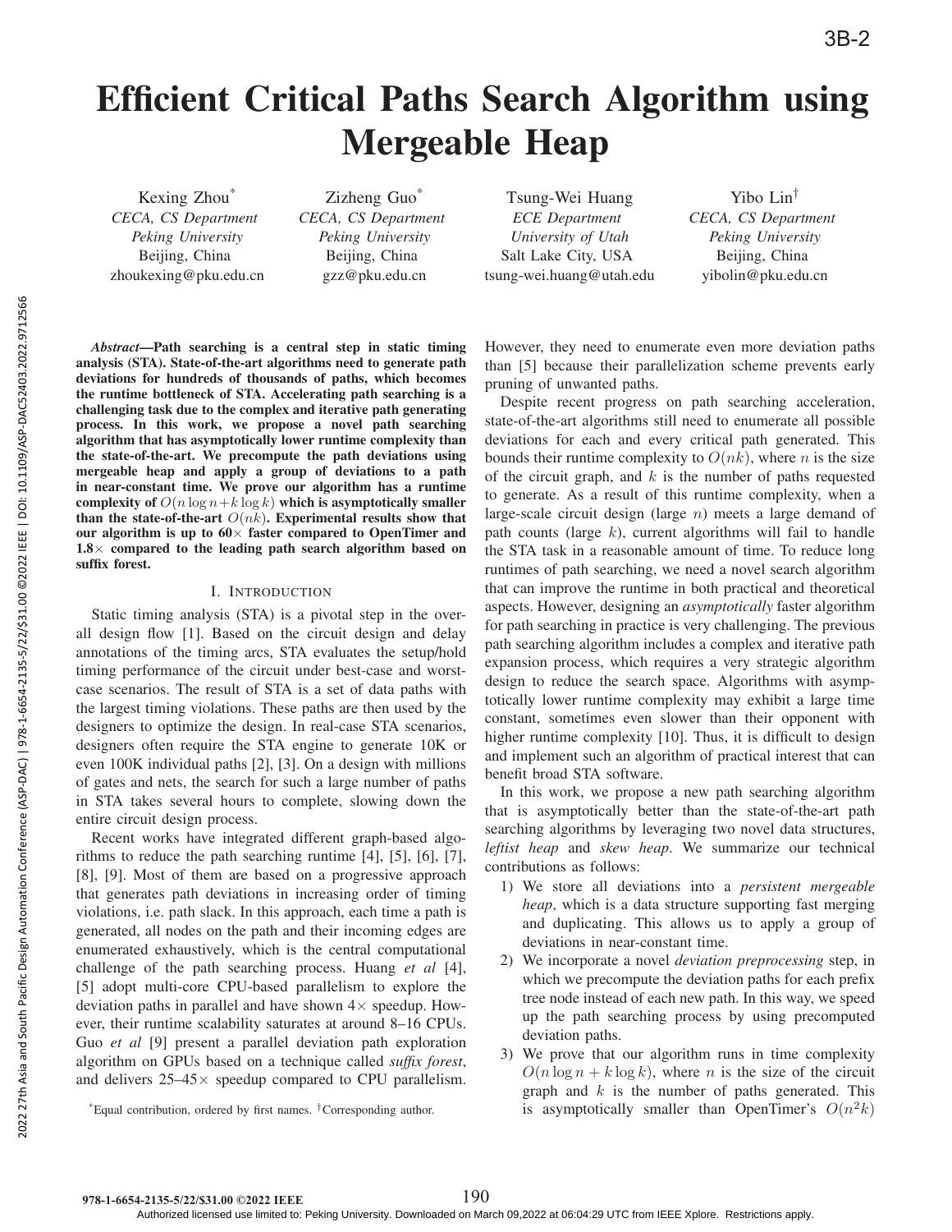# Efficient Critical Paths Search Algorithm using Mergeable Heap

Kexing Zhou[*]
*CECA, CS Department*
*Peking University*
Beijing, China
zhoukexing@pku.edu.cn

Zizheng Guo[*]
*CECA, CS Department*
*Peking University*
Beijing, China
gzz@pku.edu.cn

Tsung-Wei Huang
*ECE Department*
*University of Utah*
Salt Lake City, USA
tsung-wei.huang@utah.edu

Yibo Lin[†]
*CECA, CS Department*
*Peking University*
Beijing, China
yibolin@pku.edu.cn

***Abstract*—Path searching is a central step in static timing analysis (STA). State-of-the-art algorithms need to generate path deviations for hundreds of thousands of paths, which becomes the runtime bottleneck of STA. Accelerating path searching is a challenging task due to the complex and iterative path generating process. In this work, we propose a novel path searching algorithm that has asymptotically lower runtime complexity than the state-of-the-art. We precompute the path deviations using mergeable heap and apply a group of deviations to a path in near-constant time. We prove our algorithm has a runtime complexity of $O(n \log n + k \log k)$ which is asymptotically smaller than the state-of-the-art $O(nk)$. Experimental results show that our algorithm is up to 60× faster compared to OpenTimer and 1.8× compared to the leading path search algorithm based on suffix forest.**

## I. Introduction

Static timing analysis (STA) is a pivotal step in the overall design flow [1]. Based on the circuit design and delay annotations of the timing arcs, STA evaluates the setup/hold timing performance of the circuit under best-case and worst-case scenarios. The result of STA is a set of data paths with the largest timing violations. These paths are then used by the designers to optimize the design. In real-case STA scenarios, designers often require the STA engine to generate 10K or even 100K individual paths [2], [3]. On a design with millions of gates and nets, the search for such a large number of paths in STA takes several hours to complete, slowing down the entire circuit design process.

Recent works have integrated different graph-based algorithms to reduce the path searching runtime [4], [5], [6], [7], [8], [9]. Most of them are based on a progressive approach that generates path deviations in increasing order of timing violations, i.e. path slack. In this approach, each time a path is generated, all nodes on the path and their incoming edges are enumerated exhaustively, which is the central computational challenge of the path searching process. Huang *et al* [4], [5] adopt multi-core CPU-based parallelism to explore the deviation paths in parallel and have shown 4× speedup. However, their runtime scalability saturates at around 8–16 CPUs. Guo *et al* [9] present a parallel deviation path exploration algorithm on GPUs based on a technique called *suffix forest*, and delivers 25–45× speedup compared to CPU parallelism. However, they need to enumerate even more deviation paths than [5] because their parallelization scheme prevents early pruning of unwanted paths.

Despite recent progress on path searching acceleration, state-of-the-art algorithms still need to enumerate all possible deviations for each and every critical path generated. This bounds their runtime complexity to $O(nk)$, where $n$ is the size of the circuit graph, and $k$ is the number of paths requested to generate. As a result of this runtime complexity, when a large-scale circuit design (large $n$) meets a large demand of path counts (large $k$), current algorithms will fail to handle the STA task in a reasonable amount of time. To reduce long runtimes of path searching, we need a novel search algorithm that can improve the runtime in both practical and theoretical aspects. However, designing an *asymptotically* faster algorithm for path searching in practice is very challenging. The previous path searching algorithm includes a complex and iterative path expansion process, which requires a very strategic algorithm design to reduce the search space. Algorithms with asymptotically lower runtime complexity may exhibit a large time constant, sometimes even slower than their opponent with higher runtime complexity [10]. Thus, it is difficult to design and implement such an algorithm of practical interest that can benefit broad STA software.

In this work, we propose a new path searching algorithm that is asymptotically better than the state-of-the-art path searching algorithms by leveraging two novel data structures, *leftist heap* and *skew heap*. We summarize our technical contributions as follows:

1) We store all deviations into a *persistent mergeable heap*, which is a data structure supporting fast merging and duplicating. This allows us to apply a group of deviations in near-constant time.
2) We incorporate a novel *deviation preprocessing* step, in which we precompute the deviation paths for each prefix tree node instead of each new path. In this way, we speed up the path searching process by using precomputed deviation paths.
3) We prove that our algorithm runs in time complexity $O(n \log n + k \log k)$, where $n$ is the size of the circuit graph and $k$ is the number of paths generated. This is asymptotically smaller than OpenTimer's $O(n^2 k)$

[*]Equal contribution, ordered by first names. [†]Corresponding author.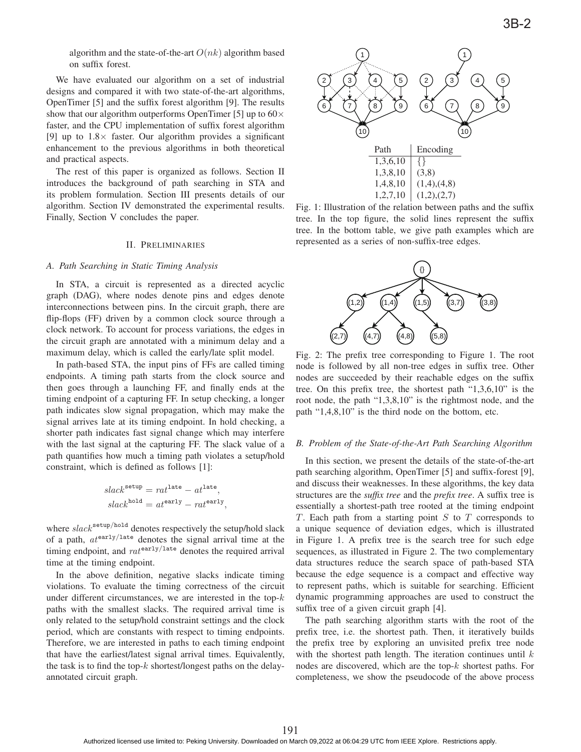algorithm and the state-of-the-art $O(nk)$ algorithm based on suffix forest.

We have evaluated our algorithm on a set of industrial designs and compared it with two state-of-the-art algorithms, OpenTimer [5] and the suffix forest algorithm [9]. The results show that our algorithm outperforms OpenTimer [5] up to $60\times$ faster, and the CPU implementation of suffix forest algorithm [9] up to $1.8\times$ faster. Our algorithm provides a significant enhancement to the previous algorithms in both theoretical and practical aspects.

The rest of this paper is organized as follows. Section II introduces the background of path searching in STA and its problem formulation. Section III presents details of our algorithm. Section IV demonstrated the experimental results. Finally, Section V concludes the paper.

## II. Preliminaries

### A. Path Searching in Static Timing Analysis

In STA, a circuit is represented as a directed acyclic graph (DAG), where nodes denote pins and edges denote interconnections between pins. In the circuit graph, there are flip-flops (FF) driven by a common clock source through a clock network. To account for process variations, the edges in the circuit graph are annotated with a minimum delay and a maximum delay, which is called the early/late split model.

In path-based STA, the input pins of FFs are called timing endpoints. A timing path starts from the clock source and then goes through a launching FF, and finally ends at the timing endpoint of a capturing FF. In setup checking, a longer path indicates slow signal propagation, which may make the signal arrives late at its timing endpoint. In hold checking, a shorter path indicates fast signal change which may interfere with the last signal at the capturing FF. The slack value of a path quantifies how much a timing path violates a setup/hold constraint, which is defined as follows [1]:

$$slack^{\texttt{setup}} = rat^{\texttt{late}} - at^{\texttt{late}},$$
$$slack^{\texttt{hold}} = at^{\texttt{early}} - rat^{\texttt{early}},$$

where $slack^{\texttt{setup/hold}}$ denotes respectively the setup/hold slack of a path, $at^{\texttt{early/late}}$ denotes the signal arrival time at the timing endpoint, and $rat^{\texttt{early/late}}$ denotes the required arrival time at the timing endpoint.

In the above definition, negative slacks indicate timing violations. To evaluate the timing correctness of the circuit under different circumstances, we are interested in the top-$k$ paths with the smallest slacks. The required arrival time is only related to the setup/hold constraint settings and the clock period, which are constants with respect to timing endpoints. Therefore, we are interested in paths to each timing endpoint that have the earliest/latest signal arrival times. Equivalently, the task is to find the top-$k$ shortest/longest paths on the delay-annotated circuit graph.

| Path | Encoding |
|---|---|
| 1,3,6,10 | {} |
| 1,3,8,10 | (3,8) |
| 1,4,8,10 | (1,4),(4,8) |
| 1,2,7,10 | (1,2),(2,7) |

Fig. 1: Illustration of the relation between paths and the suffix tree. In the top figure, the solid lines represent the suffix tree. In the bottom table, we give path examples which are represented as a series of non-suffix-tree edges.

Fig. 2: The prefix tree corresponding to Figure 1. The root node is followed by all non-tree edges in suffix tree. Other nodes are succeeded by their reachable edges on the suffix tree. On this prefix tree, the shortest path "1,3,6,10" is the root node, the path "1,3,8,10" is the rightmost node, and the path "1,4,8,10" is the third node on the bottom, etc.

### B. Problem of the State-of-the-Art Path Searching Algorithm

In this section, we present the details of the state-of-the-art path searching algorithm, OpenTimer [5] and suffix-forest [9], and discuss their weaknesses. In these algorithms, the key data structures are the *suffix tree* and the *prefix tree*. A suffix tree is essentially a shortest-path tree rooted at the timing endpoint $T$. Each path from a starting point $S$ to $T$ corresponds to a unique sequence of deviation edges, which is illustrated in Figure 1. A prefix tree is the search tree for such edge sequences, as illustrated in Figure 2. The two complementary data structures reduce the search space of path-based STA because the edge sequence is a compact and effective way to represent paths, which is suitable for searching. Efficient dynamic programming approaches are used to construct the suffix tree of a given circuit graph [4].

The path searching algorithm starts with the root of the prefix tree, i.e. the shortest path. Then, it iteratively builds the prefix tree by exploring an unvisited prefix tree node with the shortest path length. The iteration continues until $k$ nodes are discovered, which are the top-$k$ shortest paths. For completeness, we show the pseudocode of the above process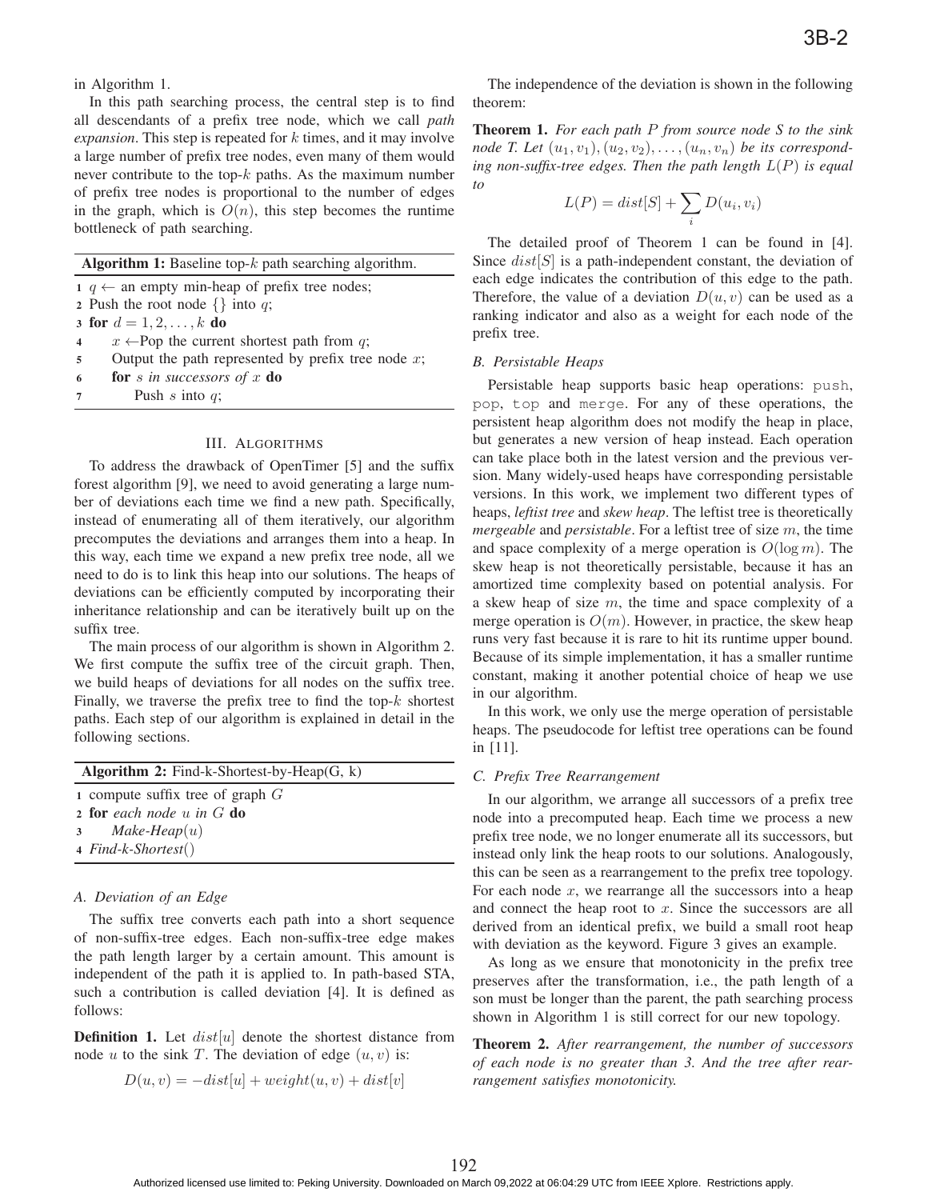in Algorithm 1.

In this path searching process, the central step is to find all descendants of a prefix tree node, which we call *path expansion*. This step is repeated for $k$ times, and it may involve a large number of prefix tree nodes, even many of them would never contribute to the top-$k$ paths. As the maximum number of prefix tree nodes is proportional to the number of edges in the graph, which is $O(n)$, this step becomes the runtime bottleneck of path searching.

**Algorithm 1:** Baseline top-$k$ path searching algorithm.

```
1 q ← an empty min-heap of prefix tree nodes;
2 Push the root node {} into q;
3 for d = 1, 2, ..., k do
4     x ← Pop the current shortest path from q;
5     Output the path represented by prefix tree node x;
6     for s in successors of x do
7         Push s into q;
```

## III. Algorithms

To address the drawback of OpenTimer [5] and the suffix forest algorithm [9], we need to avoid generating a large number of deviations each time we find a new path. Specifically, instead of enumerating all of them iteratively, our algorithm precomputes the deviations and arranges them into a heap. In this way, each time we expand a new prefix tree node, all we need to do is to link this heap into our solutions. The heaps of deviations can be efficiently computed by incorporating their inheritance relationship and can be iteratively built up on the suffix tree.

The main process of our algorithm is shown in Algorithm 2. We first compute the suffix tree of the circuit graph. Then, we build heaps of deviations for all nodes on the suffix tree. Finally, we traverse the prefix tree to find the top-$k$ shortest paths. Each step of our algorithm is explained in detail in the following sections.

**Algorithm 2:** Find-k-Shortest-by-Heap(G, k)

```
1 compute suffix tree of graph G
2 for each node u in G do
3     Make-Heap(u)
4 Find-k-Shortest()
```

### A. Deviation of an Edge

The suffix tree converts each path into a short sequence of non-suffix-tree edges. Each non-suffix-tree edge makes the path length larger by a certain amount. This amount is independent of the path it is applied to. In path-based STA, such a contribution is called deviation [4]. It is defined as follows:

**Definition 1.** Let $dist[u]$ denote the shortest distance from node $u$ to the sink $T$. The deviation of edge $(u, v)$ is:

$$D(u, v) = -dist[u] + weight(u, v) + dist[v]$$

The independence of the deviation is shown in the following theorem:

**Theorem 1.** *For each path $P$ from source node $S$ to the sink node $T$. Let $(u_1, v_1), (u_2, v_2), \ldots, (u_n, v_n)$ be its corresponding non-suffix-tree edges. Then the path length $L(P)$ is equal to*

$$L(P) = dist[S] + \sum_i D(u_i, v_i)$$

The detailed proof of Theorem 1 can be found in [4]. Since $dist[S]$ is a path-independent constant, the deviation of each edge indicates the contribution of this edge to the path. Therefore, the value of a deviation $D(u, v)$ can be used as a ranking indicator and also as a weight for each node of the prefix tree.

### B. Persistable Heaps

Persistable heap supports basic heap operations: `push`, `pop`, `top` and `merge`. For any of these operations, the persistent heap algorithm does not modify the heap in place, but generates a new version of heap instead. Each operation can take place both in the latest version and the previous version. Many widely-used heaps have corresponding persistable versions. In this work, we implement two different types of heaps, *leftist tree* and *skew heap*. The leftist tree is theoretically *mergeable* and *persistable*. For a leftist tree of size $m$, the time and space complexity of a merge operation is $O(\log m)$. The skew heap is not theoretically persistable, because it has an amortized time complexity based on potential analysis. For a skew heap of size $m$, the time and space complexity of a merge operation is $O(m)$. However, in practice, the skew heap runs very fast because it is rare to hit its runtime upper bound. Because of its simple implementation, it has a smaller runtime constant, making it another potential choice of heap we use in our algorithm.

In this work, we only use the merge operation of persistable heaps. The pseudocode for leftist tree operations can be found in [11].

### C. Prefix Tree Rearrangement

In our algorithm, we arrange all successors of a prefix tree node into a precomputed heap. Each time we process a new prefix tree node, we no longer enumerate all its successors, but instead only link the heap roots to our solutions. Analogously, this can be seen as a rearrangement to the prefix tree topology. For each node $x$, we rearrange all the successors into a heap and connect the heap root to $x$. Since the successors are all derived from an identical prefix, we build a small root heap with deviation as the keyword. Figure 3 gives an example.

As long as we ensure that monotonicity in the prefix tree preserves after the transformation, i.e., the path length of a son must be longer than the parent, the path searching process shown in Algorithm 1 is still correct for our new topology.

**Theorem 2.** *After rearrangement, the number of successors of each node is no greater than 3. And the tree after rearrangement satisfies monotonicity.*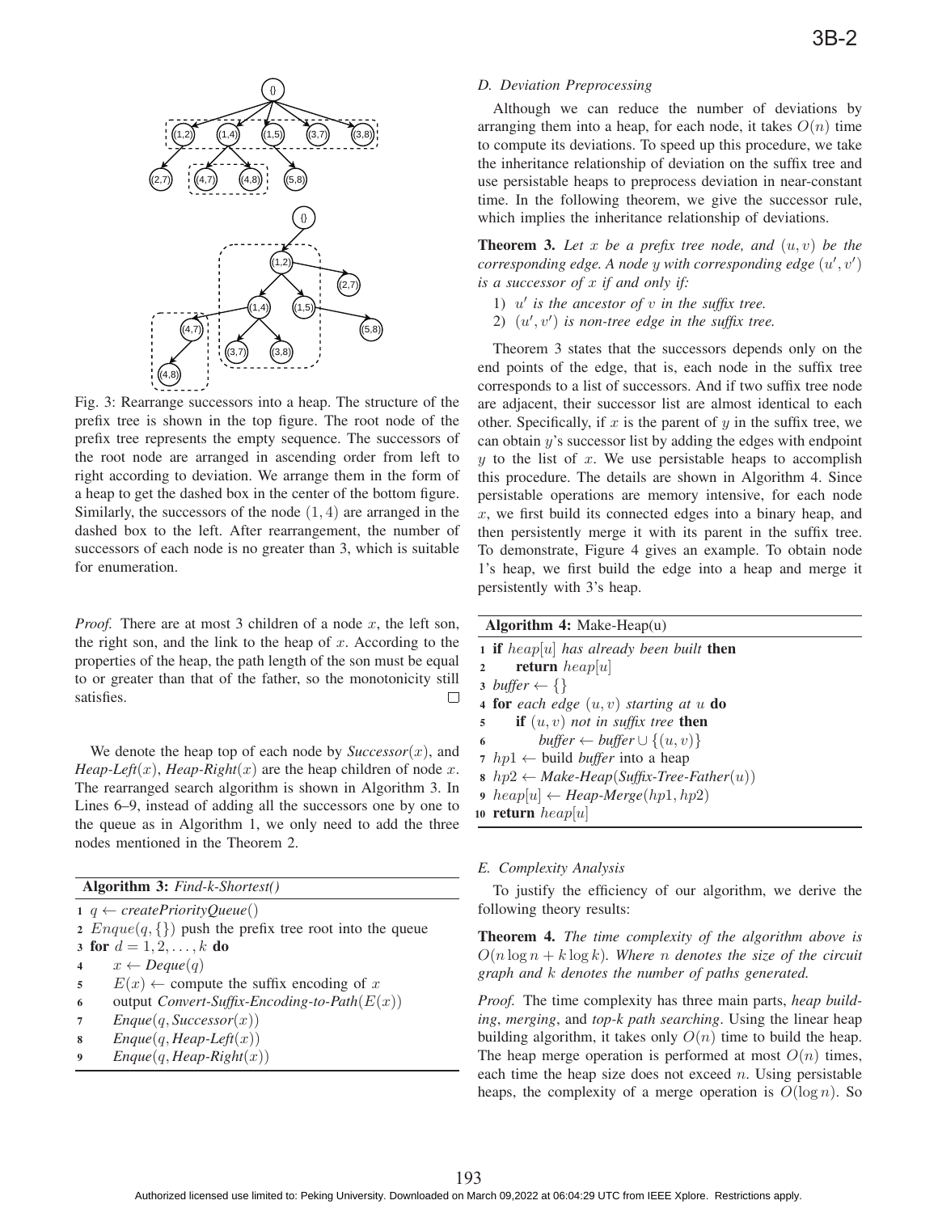Fig. 3: Rearrange successors into a heap. The structure of the prefix tree is shown in the top figure. The root node of the prefix tree represents the empty sequence. The successors of the root node are arranged in ascending order from left to right according to deviation. We arrange them in the form of a heap to get the dashed box in the center of the bottom figure. Similarly, the successors of the node $(1,4)$ are arranged in the dashed box to the left. After rearrangement, the number of successors of each node is no greater than 3, which is suitable for enumeration.

*Proof.* There are at most 3 children of a node $x$, the left son, the right son, and the link to the heap of $x$. According to the properties of the heap, the path length of the son must be equal to or greater than that of the father, so the monotonicity still satisfies. □

We denote the heap top of each node by *Successor*$(x)$, and *Heap-Left*$(x)$, *Heap-Right*$(x)$ are the heap children of node $x$. The rearranged search algorithm is shown in Algorithm 3. In Lines 6–9, instead of adding all the successors one by one to the queue as in Algorithm 1, we only need to add the three nodes mentioned in the Theorem 2.

**Algorithm 3:** *Find-k-Shortest()*

```
1 q ← createPriorityQueue()
2 Enque(q, {}) push the prefix tree root into the queue
3 for d = 1, 2, ..., k do
4     x ← Deque(q)
5     E(x) ← compute the suffix encoding of x
6     output Convert-Suffix-Encoding-to-Path(E(x))
7     Enque(q, Successor(x))
8     Enque(q, Heap-Left(x))
9     Enque(q, Heap-Right(x))
```

### D. Deviation Preprocessing

Although we can reduce the number of deviations by arranging them into a heap, for each node, it takes $O(n)$ time to compute its deviations. To speed up this procedure, we take the inheritance relationship of deviation on the suffix tree and use persistable heaps to preprocess deviation in near-constant time. In the following theorem, we give the successor rule, which implies the inheritance relationship of deviations.

**Theorem 3.** *Let $x$ be a prefix tree node, and $(u,v)$ be the corresponding edge. A node $y$ with corresponding edge $(u',v')$ is a successor of $x$ if and only if:*

1) *$u'$ is the ancestor of $v$ in the suffix tree.*
2) *$(u',v')$ is non-tree edge in the suffix tree.*

Theorem 3 states that the successors depends only on the end points of the edge, that is, each node in the suffix tree corresponds to a list of successors. And if two suffix tree node are adjacent, their successor list are almost identical to each other. Specifically, if $x$ is the parent of $y$ in the suffix tree, we can obtain $y$'s successor list by adding the edges with endpoint $y$ to the list of $x$. We use persistable heaps to accomplish this procedure. The details are shown in Algorithm 4. Since persistable operations are memory intensive, for each node $x$, we first build its connected edges into a binary heap, and then persistently merge it with its parent in the suffix tree. To demonstrate, Figure 4 gives an example. To obtain node 1's heap, we first build the edge into a heap and merge it persistently with 3's heap.

**Algorithm 4:** Make-Heap(u)

```
1  if heap[u] has already been built then
2      return heap[u]
3  buffer ← {}
4  for each edge (u, v) starting at u do
5      if (u, v) not in suffix tree then
6          buffer ← buffer ∪ {(u, v)}
7  hp1 ← build buffer into a heap
8  hp2 ← Make-Heap(Suffix-Tree-Father(u))
9  heap[u] ← Heap-Merge(hp1, hp2)
10 return heap[u]
```

### E. Complexity Analysis

To justify the efficiency of our algorithm, we derive the following theory results:

**Theorem 4.** *The time complexity of the algorithm above is $O(n \log n + k \log k)$. Where $n$ denotes the size of the circuit graph and $k$ denotes the number of paths generated.*

*Proof.* The time complexity has three main parts, *heap building*, *merging*, and *top-k path searching*. Using the linear heap building algorithm, it takes only $O(n)$ time to build the heap. The heap merge operation is performed at most $O(n)$ times, each time the heap size does not exceed $n$. Using persistable heaps, the complexity of a merge operation is $O(\log n)$. So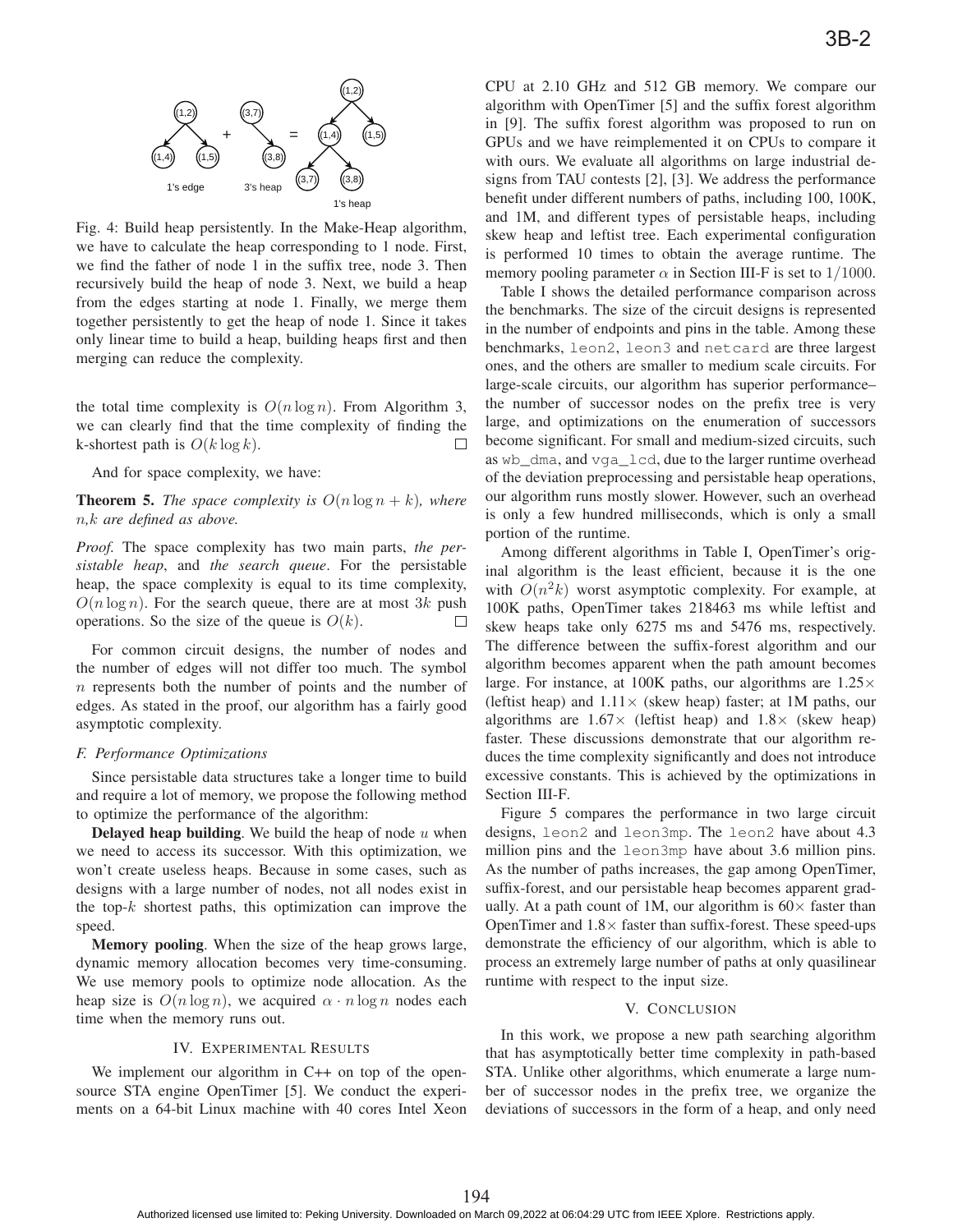Fig. 4: Build heap persistently. In the Make-Heap algorithm, we have to calculate the heap corresponding to 1 node. First, we find the father of node 1 in the suffix tree, node 3. Then recursively build the heap of node 3. Next, we build a heap from the edges starting at node 1. Finally, we merge them together persistently to get the heap of node 1. Since it takes only linear time to build a heap, building heaps first and then merging can reduce the complexity.

the total time complexity is $O(n \log n)$. From Algorithm 3, we can clearly find that the time complexity of finding the k-shortest path is $O(k \log k)$. □

And for space complexity, we have:

**Theorem 5.** *The space complexity is $O(n \log n + k)$, where $n$,$k$ are defined as above.*

*Proof.* The space complexity has two main parts, *the persistable heap*, and *the search queue*. For the persistable heap, the space complexity is equal to its time complexity, $O(n \log n)$. For the search queue, there are at most $3k$ push operations. So the size of the queue is $O(k)$. □

For common circuit designs, the number of nodes and the number of edges will not differ too much. The symbol $n$ represents both the number of points and the number of edges. As stated in the proof, our algorithm has a fairly good asymptotic complexity.

### F. Performance Optimizations

Since persistable data structures take a longer time to build and require a lot of memory, we propose the following method to optimize the performance of the algorithm:

**Delayed heap building**. We build the heap of node $u$ when we need to access its successor. With this optimization, we won't create useless heaps. Because in some cases, such as designs with a large number of nodes, not all nodes exist in the top-$k$ shortest paths, this optimization can improve the speed.

**Memory pooling**. When the size of the heap grows large, dynamic memory allocation becomes very time-consuming. We use memory pools to optimize node allocation. As the heap size is $O(n \log n)$, we acquired $\alpha \cdot n \log n$ nodes each time when the memory runs out.

## IV. Experimental Results

We implement our algorithm in C++ on top of the open-source STA engine OpenTimer [5]. We conduct the experiments on a 64-bit Linux machine with 40 cores Intel Xeon CPU at 2.10 GHz and 512 GB memory. We compare our algorithm with OpenTimer [5] and the suffix forest algorithm in [9]. The suffix forest algorithm was proposed to run on GPUs and we have reimplemented it on CPUs to compare it with ours. We evaluate all algorithms on large industrial designs from TAU contests [2], [3]. We address the performance benefit under different numbers of paths, including 100, 100K, and 1M, and different types of persistable heaps, including skew heap and leftist tree. Each experimental configuration is performed 10 times to obtain the average runtime. The memory pooling parameter $\alpha$ in Section III-F is set to $1/1000$.

Table I shows the detailed performance comparison across the benchmarks. The size of the circuit designs is represented in the number of endpoints and pins in the table. Among these benchmarks, `leon2`, `leon3` and `netcard` are three largest ones, and the others are smaller to medium scale circuits. For large-scale circuits, our algorithm has superior performance– the number of successor nodes on the prefix tree is very large, and optimizations on the enumeration of successors become significant. For small and medium-sized circuits, such as `wb_dma`, and `vga_lcd`, due to the larger runtime overhead of the deviation preprocessing and persistable heap operations, our algorithm runs mostly slower. However, such an overhead is only a few hundred milliseconds, which is only a small portion of the runtime.

Among different algorithms in Table I, OpenTimer's original algorithm is the least efficient, because it is the one with $O(n^2 k)$ worst asymptotic complexity. For example, at 100K paths, OpenTimer takes 218463 ms while leftist and skew heaps take only 6275 ms and 5476 ms, respectively. The difference between the suffix-forest algorithm and our algorithm becomes apparent when the path amount becomes large. For instance, at 100K paths, our algorithms are $1.25\times$ (leftist heap) and $1.11\times$ (skew heap) faster; at 1M paths, our algorithms are $1.67\times$ (leftist heap) and $1.8\times$ (skew heap) faster. These discussions demonstrate that our algorithm reduces the time complexity significantly and does not introduce excessive constants. This is achieved by the optimizations in Section III-F.

Figure 5 compares the performance in two large circuit designs, `leon2` and `leon3mp`. The `leon2` have about 4.3 million pins and the `leon3mp` have about 3.6 million pins. As the number of paths increases, the gap among OpenTimer, suffix-forest, and our persistable heap becomes apparent gradually. At a path count of 1M, our algorithm is $60\times$ faster than OpenTimer and $1.8\times$ faster than suffix-forest. These speed-ups demonstrate the efficiency of our algorithm, which is able to process an extremely large number of paths at only quasilinear runtime with respect to the input size.

## V. Conclusion

In this work, we propose a new path searching algorithm that has asymptotically better time complexity in path-based STA. Unlike other algorithms, which enumerate a large number of successor nodes in the prefix tree, we organize the deviations of successors in the form of a heap, and only need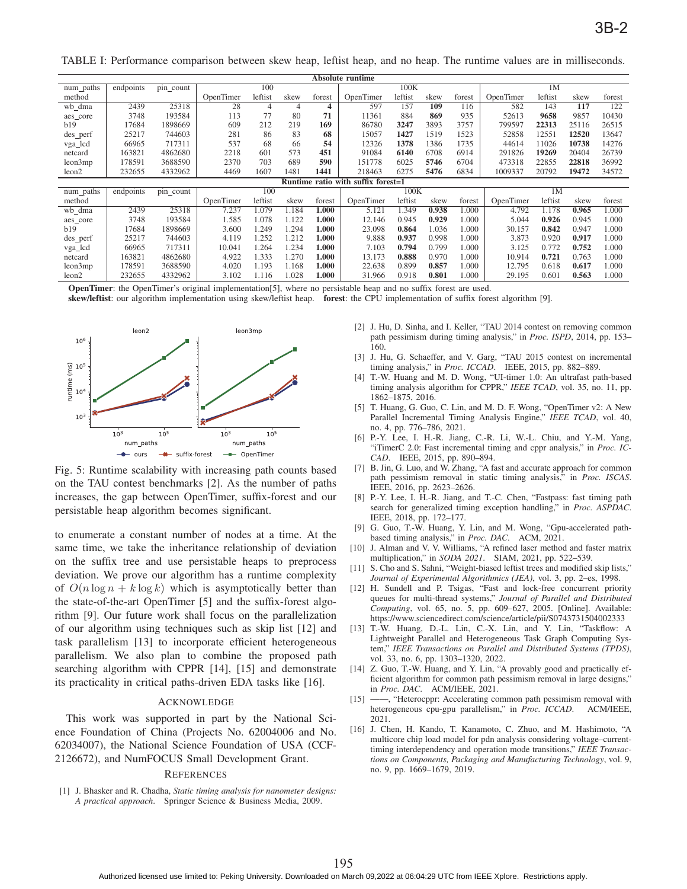TABLE I: Performance comparison between skew heap, leftist heap, and no heap. The runtime values are in milliseconds.

| Absolute runtime | | | | | | | | | | | | | | |
|---|---|---|---|---|---|---|---|---|---|---|---|---|---|---|
| num_paths | endpoints | pin_count | 100 | | | | 100K | | | | 1M | | | |
| method | | | OpenTimer | leftist | skew | forest | OpenTimer | leftist | skew | forest | OpenTimer | leftist | skew | forest |
| wb_dma | 2439 | 25318 | 28 | 4 | 4 | **4** | 597 | 157 | **109** | 116 | 582 | 143 | **117** | 122 |
| aes_core | 3748 | 193584 | 113 | 77 | 80 | **71** | 11361 | 884 | **869** | 935 | 52613 | **9658** | 9857 | 10430 |
| b19 | 17684 | 1898669 | 609 | 212 | 219 | **169** | 86780 | **3247** | 3893 | 3757 | 799597 | **22313** | 25116 | 26515 |
| des_perf | 25217 | 744603 | 281 | 86 | 83 | **68** | 15057 | **1427** | 1519 | 1523 | 52858 | 12551 | **12520** | 13647 |
| vga_lcd | 66965 | 717311 | 537 | 68 | 66 | **54** | 12326 | **1378** | 1386 | 1735 | 44614 | 11026 | **10738** | 14276 |
| netcard | 163821 | 4862680 | 2218 | 601 | 573 | **451** | 91084 | **6140** | 6708 | 6914 | 291826 | **19269** | 20404 | 26739 |
| leon3mp | 178591 | 3688590 | 2370 | 703 | 689 | **590** | 151778 | 6025 | **5746** | 6704 | 473318 | 22855 | **22818** | 36992 |
| leon2 | 232655 | 4332962 | 4469 | 1607 | 1481 | **1441** | 218463 | 6275 | **5476** | 6834 | 1009337 | 20792 | **19472** | 34572 |
| **Runtime ratio with suffix forest=1** | | | | | | | | | | | | | | |
| num_paths | endpoints | pin_count | 100 | | | | 100K | | | | 1M | | | |
| method | | | OpenTimer | leftist | skew | forest | OpenTimer | leftist | skew | forest | OpenTimer | leftist | skew | forest |
| wb_dma | 2439 | 25318 | 7.237 | 1.079 | 1.184 | **1.000** | 5.121 | 1.349 | **0.938** | 1.000 | 4.792 | 1.178 | **0.965** | 1.000 |
| aes_core | 3748 | 193584 | 1.585 | 1.078 | 1.122 | **1.000** | 12.146 | 0.945 | **0.929** | 1.000 | 5.044 | **0.926** | 0.945 | 1.000 |
| b19 | 17684 | 1898669 | 3.600 | 1.249 | 1.294 | **1.000** | 23.098 | **0.864** | 1.036 | 1.000 | 30.157 | **0.842** | 0.947 | 1.000 |
| des_perf | 25217 | 744603 | 4.119 | 1.252 | 1.212 | **1.000** | 9.888 | **0.937** | 0.998 | 1.000 | 3.873 | 0.920 | **0.917** | 1.000 |
| vga_lcd | 66965 | 717311 | 10.041 | 1.264 | 1.234 | **1.000** | 7.103 | **0.794** | 0.799 | 1.000 | 3.125 | 0.772 | **0.752** | 1.000 |
| netcard | 163821 | 4862680 | 4.922 | 1.333 | 1.270 | **1.000** | 13.173 | **0.888** | 0.970 | 1.000 | 10.914 | **0.721** | 0.763 | 1.000 |
| leon3mp | 178591 | 3688590 | 4.020 | 1.193 | 1.168 | **1.000** | 22.638 | 0.899 | **0.857** | 1.000 | 12.795 | 0.618 | **0.617** | 1.000 |
| leon2 | 232655 | 4332962 | 3.102 | 1.116 | 1.028 | **1.000** | 31.966 | 0.918 | **0.801** | 1.000 | 29.195 | 0.601 | **0.563** | 1.000 |

**OpenTimer**: the OpenTimer's original implementation[5], where no persistable heap and no suffix forest are used.
**skew/leftist**: our algorithm implementation using skew/leftist heap. **forest**: the CPU implementation of suffix forest algorithm [9].

leon2
leon3mp
runtime (ms)
$10^6$
$10^5$
$10^4$
$10^3$
$10^3$ $10^5$
num_paths
ours
suffix-forest
OpenTimer

Fig. 5: Runtime scalability with increasing path counts based on the TAU contest benchmarks [2]. As the number of paths increases, the gap between OpenTimer, suffix-forest and our persistable heap algorithm becomes significant.

to enumerate a constant number of nodes at a time. At the same time, we take the inheritance relationship of deviation on the suffix tree and use persistable heaps to preprocess deviation. We prove our algorithm has a runtime complexity of $O(n \log n + k \log k)$ which is asymptotically better than the state-of-the-art OpenTimer [5] and the suffix-forest algorithm [9]. Our future work shall focus on the parallelization of our algorithm using techniques such as skip list [12] and task parallelism [13] to incorporate efficient heterogeneous parallelism. We also plan to combine the proposed path searching algorithm with CPPR [14], [15] and demonstrate its practicality in critical paths-driven EDA tasks like [16].

## Acknowledgement

This work was supported in part by the National Science Foundation of China (Projects No. 62004006 and No. 62034007), the National Science Foundation of USA (CCF-2126672), and NumFOCUS Small Development Grant.

## References

[1] J. Bhasker and R. Chadha, *Static timing analysis for nanometer designs: A practical approach*. Springer Science & Business Media, 2009.

[2] J. Hu, D. Sinha, and I. Keller, "TAU 2014 contest on removing common path pessimism during timing analysis," in *Proc. ISPD*, 2014, pp. 153–160.

[3] J. Hu, G. Schaeffer, and V. Garg, "TAU 2015 contest on incremental timing analysis," in *Proc. ICCAD*. IEEE, 2015, pp. 882–889.

[4] T.-W. Huang and M. D. Wong, "UI-timer 1.0: An ultrafast path-based timing analysis algorithm for CPPR," *IEEE TCAD*, vol. 35, no. 11, pp. 1862–1875, 2016.

[5] T. Huang, G. Guo, C. Lin, and M. D. F. Wong, "OpenTimer v2: A New Parallel Incremental Timing Analysis Engine," *IEEE TCAD*, vol. 40, no. 4, pp. 776–786, 2021.

[6] P.-Y. Lee, I. H.-R. Jiang, C.-R. Li, W.-L. Chiu, and Y.-M. Yang, "iTimerC 2.0: Fast incremental timing and cppr analysis," in *Proc. ICCAD*. IEEE, 2015, pp. 890–894.

[7] B. Jin, G. Luo, and W. Zhang, "A fast and accurate approach for common path pessimism removal in static timing analysis," in *Proc. ISCAS*. IEEE, 2016, pp. 2623–2626.

[8] P.-Y. Lee, I. H.-R. Jiang, and T.-C. Chen, "Fastpass: fast timing path search for generalized timing exception handling," in *Proc. ASPDAC*. IEEE, 2018, pp. 172–177.

[9] G. Guo, T.-W. Huang, Y. Lin, and M. Wong, "Gpu-accelerated path-based timing analysis," in *Proc. DAC*. ACM, 2021.

[10] J. Alman and V. V. Williams, "A refined laser method and faster matrix multiplication," in *SODA 2021*. SIAM, 2021, pp. 522–539.

[11] S. Cho and S. Sahni, "Weight-biased leftist trees and modified skip lists," *Journal of Experimental Algorithmics (JEA)*, vol. 3, pp. 2–es, 1998.

[12] H. Sundell and P. Tsigas, "Fast and lock-free concurrent priority queues for multi-thread systems," *Journal of Parallel and Distributed Computing*, vol. 65, no. 5, pp. 609–627, 2005. [Online]. Available: https://www.sciencedirect.com/science/article/pii/S0743731504002333

[13] T.-W. Huang, D.-L. Lin, C.-X. Lin, and Y. Lin, "Taskflow: A Lightweight Parallel and Heterogeneous Task Graph Computing System," *IEEE Transactions on Parallel and Distributed Systems (TPDS)*, vol. 33, no. 6, pp. 1303–1320, 2022.

[14] Z. Guo, T.-W. Huang, and Y. Lin, "A provably good and practically efficient algorithm for common path pessimism removal in large designs," in *Proc. DAC*. ACM/IEEE, 2021.

[15] ——, "Heterocppr: Accelerating common path pessimism removal with heterogeneous cpu-gpu parallelism," in *Proc. ICCAD*. ACM/IEEE, 2021.

[16] J. Chen, H. Kando, T. Kanamoto, C. Zhuo, and M. Hashimoto, "A multicore chip load model for pdn analysis considering voltage–current-timing interdependency and operation mode transitions," *IEEE Transactions on Components, Packaging and Manufacturing Technology*, vol. 9, no. 9, pp. 1669–1679, 2019.